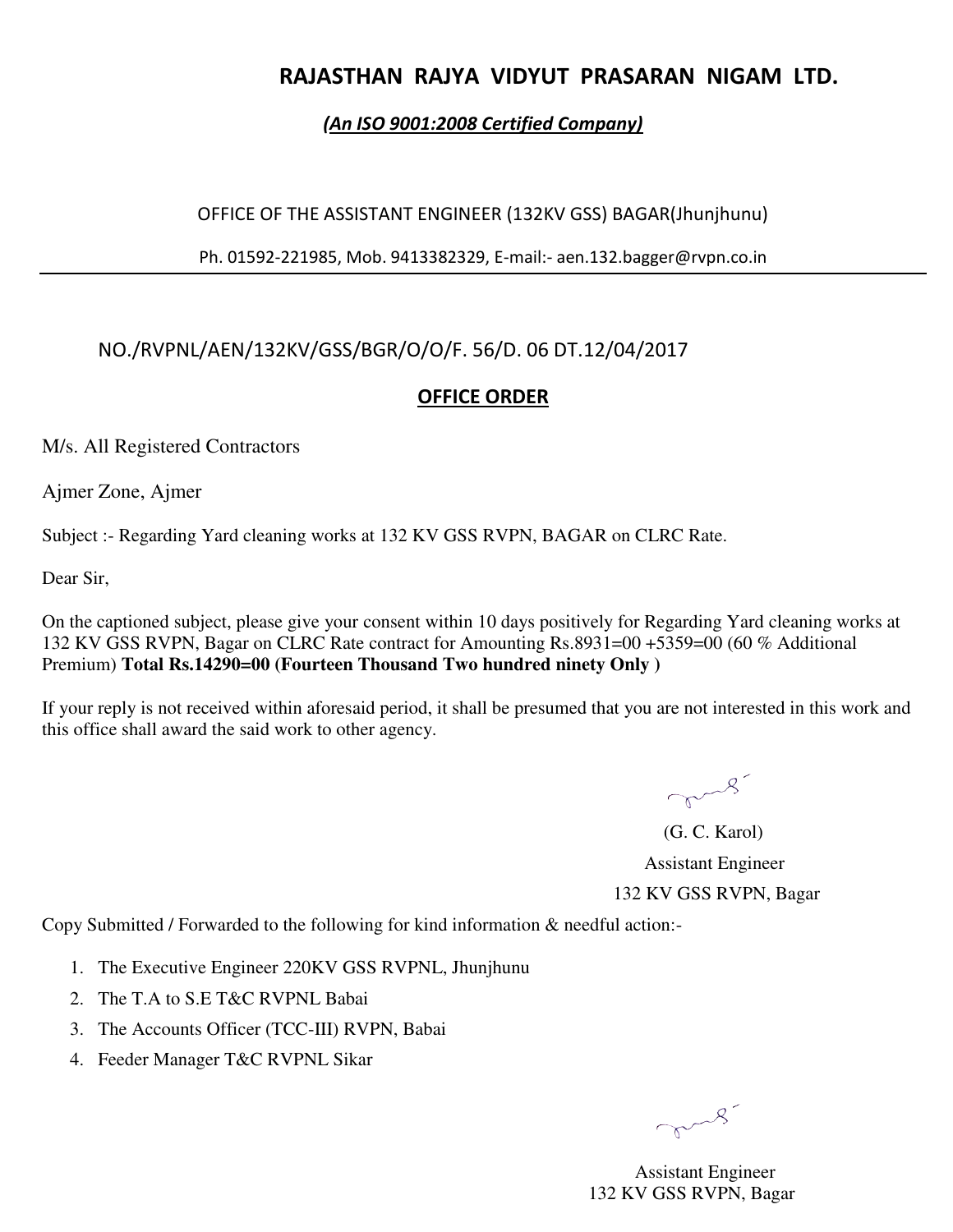# RAJASTHAN RAJYA VIDYUT PRASARAN NIGAM LTD.

***(An ISO 9001:2008 Certified Company)***

OFFICE OF THE ASSISTANT ENGINEER (132KV GSS) BAGAR(Jhunjhunu)

Ph. 01592-221985, Mob. 9413382329, E-mail:- aen.132.bagger@rvpn.co.in

---

NO./RVPNL/AEN/132KV/GSS/BGR/O/O/F. 56/D. 06 DT.12/04/2017

## OFFICE ORDER

M/s. All Registered Contractors

Ajmer Zone, Ajmer

Subject :- Regarding Yard cleaning works at 132 KV GSS RVPN, BAGAR on CLRC Rate.

Dear Sir,

On the captioned subject, please give your consent within 10 days positively for Regarding Yard cleaning works at 132 KV GSS RVPN, Bagar on CLRC Rate contract for Amounting Rs.8931=00 +5359=00 (60 % Additional Premium) **Total Rs.14290=00 (Fourteen Thousand Two hundred ninety Only )**

If your reply is not received within aforesaid period, it shall be presumed that you are not interested in this work and this office shall award the said work to other agency.

(G. C. Karol)
Assistant Engineer
132 KV GSS RVPN, Bagar

Copy Submitted / Forwarded to the following for kind information & needful action:-

1. The Executive Engineer 220KV GSS RVPNL, Jhunjhunu
2. The T.A to S.E T&C RVPNL Babai
3. The Accounts Officer (TCC-III) RVPN, Babai
4. Feeder Manager T&C RVPNL Sikar

Assistant Engineer
132 KV GSS RVPN, Bagar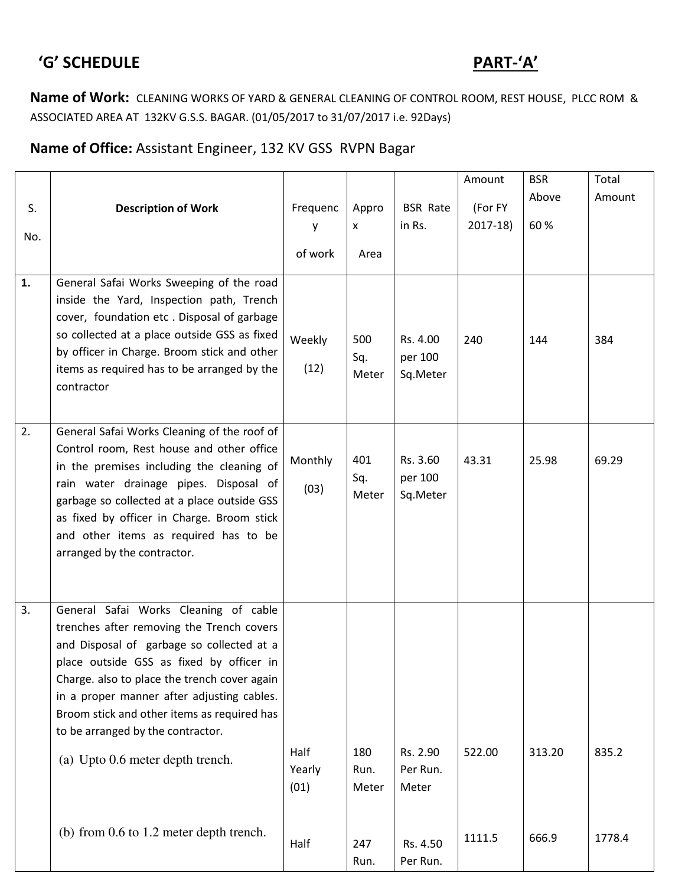## 'G' SCHEDULE **PART-'A'**

**Name of Work:** CLEANING WORKS OF YARD & GENERAL CLEANING OF CONTROL ROOM, REST HOUSE, PLCC ROM & ASSOCIATED AREA AT 132KV G.S.S. BAGAR. (01/05/2017 to 31/07/2017 i.e. 92Days)

**Name of Office:** Assistant Engineer, 132 KV GSS RVPN Bagar

| S. No. | **Description of Work** | Frequency of work | Approx Area | BSR Rate in Rs. | Amount (For FY 2017-18) | BSR Above 60 % | Total Amount |
|---|---|---|---|---|---|---|---|
| **1.** | General Safai Works Sweeping of the road inside the Yard, Inspection path, Trench cover, foundation etc . Disposal of garbage so collected at a place outside GSS as fixed by officer in Charge. Broom stick and other items as required has to be arranged by the contractor | Weekly (12) | 500 Sq. Meter | Rs. 4.00 per 100 Sq.Meter | 240 | 144 | 384 |
| 2. | General Safai Works Cleaning of the roof of Control room, Rest house and other office in the premises including the cleaning of rain water drainage pipes. Disposal of garbage so collected at a place outside GSS as fixed by officer in Charge. Broom stick and other items as required has to be arranged by the contractor. | Monthly (03) | 401 Sq. Meter | Rs. 3.60 per 100 Sq.Meter | 43.31 | 25.98 | 69.29 |
| 3. | General Safai Works Cleaning of cable trenches after removing the Trench covers and Disposal of garbage so collected at a place outside GSS as fixed by officer in Charge. also to place the trench cover again in a proper manner after adjusting cables. Broom stick and other items as required has to be arranged by the contractor. | | | | | | |
| | (a) Upto 0.6 meter depth trench. | Half Yearly (01) | 180 Run. Meter | Rs. 2.90 Per Run. Meter | 522.00 | 313.20 | 835.2 |
| | (b) from 0.6 to 1.2 meter depth trench. | Half | 247 Run. | Rs. 4.50 Per Run. | 1111.5 | 666.9 | 1778.4 |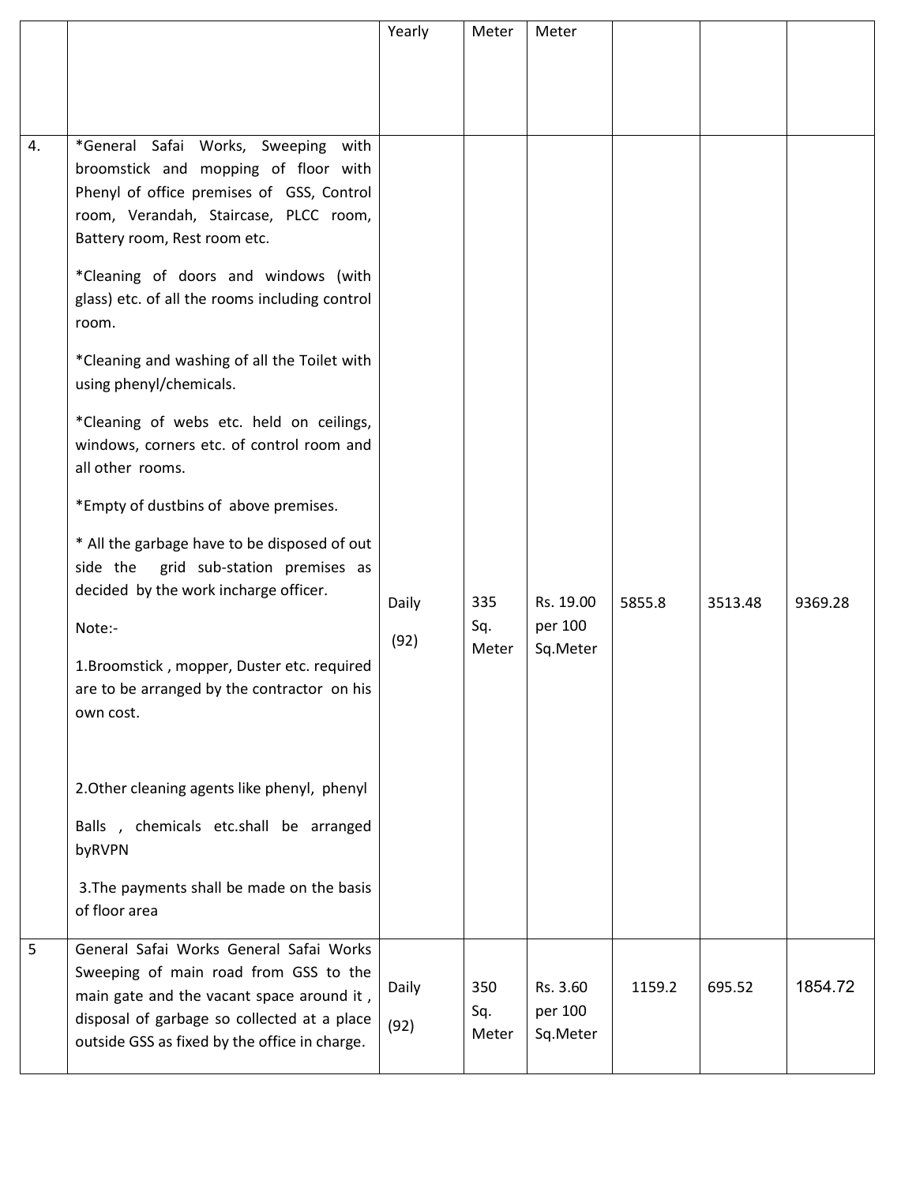| | | Yearly | Meter | Meter | | | |
|---|---|---|---|---|---|---|---|
| 4. | *General Safai Works, Sweeping with broomstick and mopping of floor with Phenyl of office premises of GSS, Control room, Verandah, Staircase, PLCC room, Battery room, Rest room etc.<br><br>*Cleaning of doors and windows (with glass) etc. of all the rooms including control room.<br><br>*Cleaning and washing of all the Toilet with using phenyl/chemicals.<br><br>*Cleaning of webs etc. held on ceilings, windows, corners etc. of control room and all other rooms.<br><br>*Empty of dustbins of above premises.<br><br>* All the garbage have to be disposed of out side the grid sub-station premises as decided by the work incharge officer.<br><br>Note:-<br><br>1.Broomstick , mopper, Duster etc. required are to be arranged by the contractor on his own cost.<br><br>2.Other cleaning agents like phenyl, phenyl Balls , chemicals etc.shall be arranged byRVPN<br><br>3.The payments shall be made on the basis of floor area | Daily (92) | 335 Sq. Meter | Rs. 19.00 per 100 Sq.Meter | 5855.8 | 3513.48 | 9369.28 |
| 5 | General Safai Works General Safai Works Sweeping of main road from GSS to the main gate and the vacant space around it , disposal of garbage so collected at a place outside GSS as fixed by the office in charge. | Daily (92) | 350 Sq. Meter | Rs. 3.60 per 100 Sq.Meter | 1159.2 | 695.52 | 1854.72 |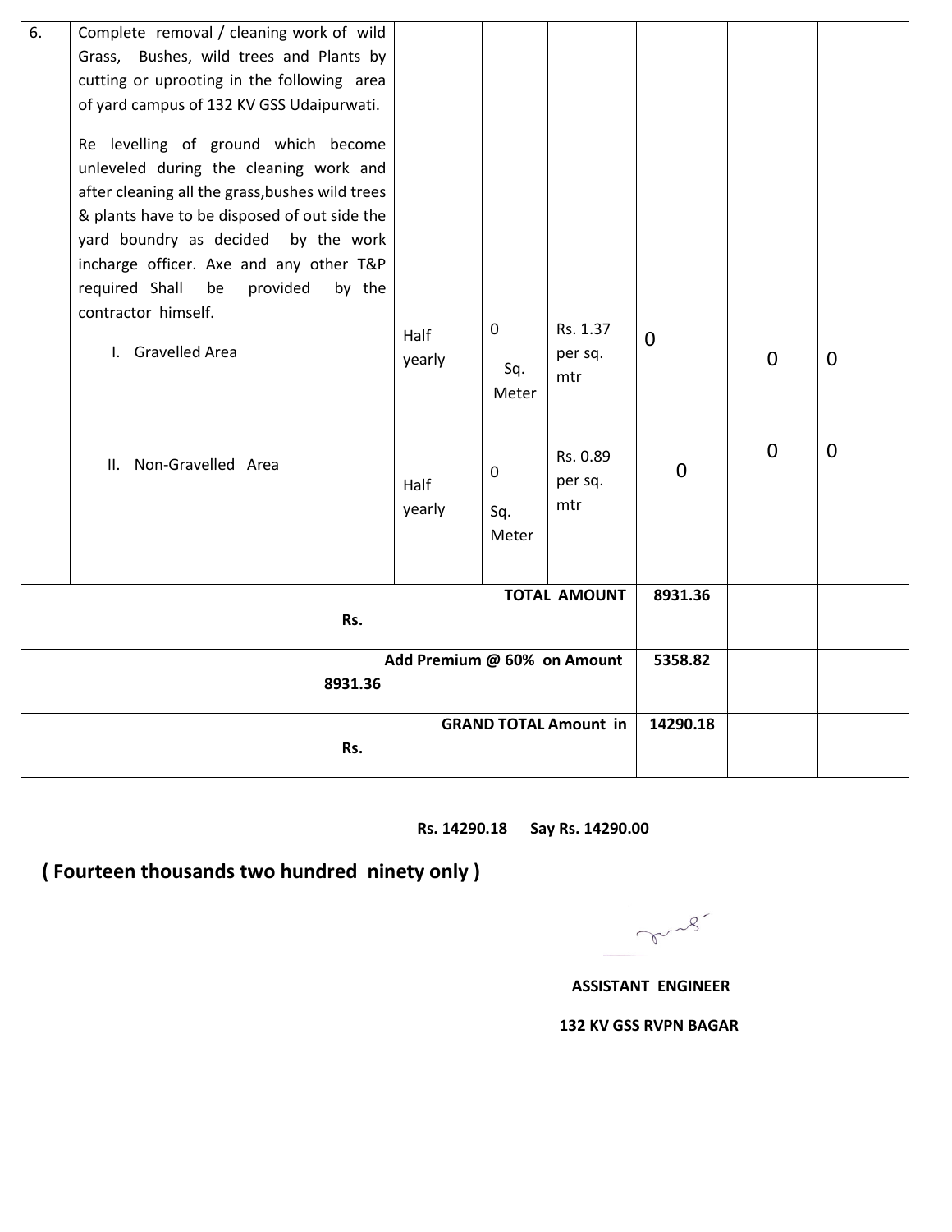| | | | | | | | |
|---|---|---|---|---|---|---|---|
| 6. | Complete removal / cleaning work of wild Grass, Bushes, wild trees and Plants by cutting or uprooting in the following area of yard campus of 132 KV GSS Udaipurwati.<br><br>Re levelling of ground which become unleveled during the cleaning work and after cleaning all the grass,bushes wild trees & plants have to be disposed of out side the yard boundry as decided by the work incharge officer. Axe and any other T&P required Shall be provided by the contractor himself.<br><br>I. Gravelled Area | Half yearly | 0 Sq. Meter | Rs. 1.37 per sq. mtr | 0 | 0 | 0 |
| | II. Non-Gravelled Area | Half yearly | 0 Sq. Meter | Rs. 0.89 per sq. mtr | 0 | 0 | 0 |
| | TOTAL AMOUNT Rs. | | | | 8931.36 | | |
| | Add Premium @ 60% on Amount 8931.36 | | | | 5358.82 | | |
| | GRAND TOTAL Amount in Rs. | | | | 14290.18 | | |

**Rs. 14290.18 Say Rs. 14290.00**

## ( Fourteen thousands two hundred ninety only )

**ASSISTANT ENGINEER**

**132 KV GSS RVPN BAGAR**